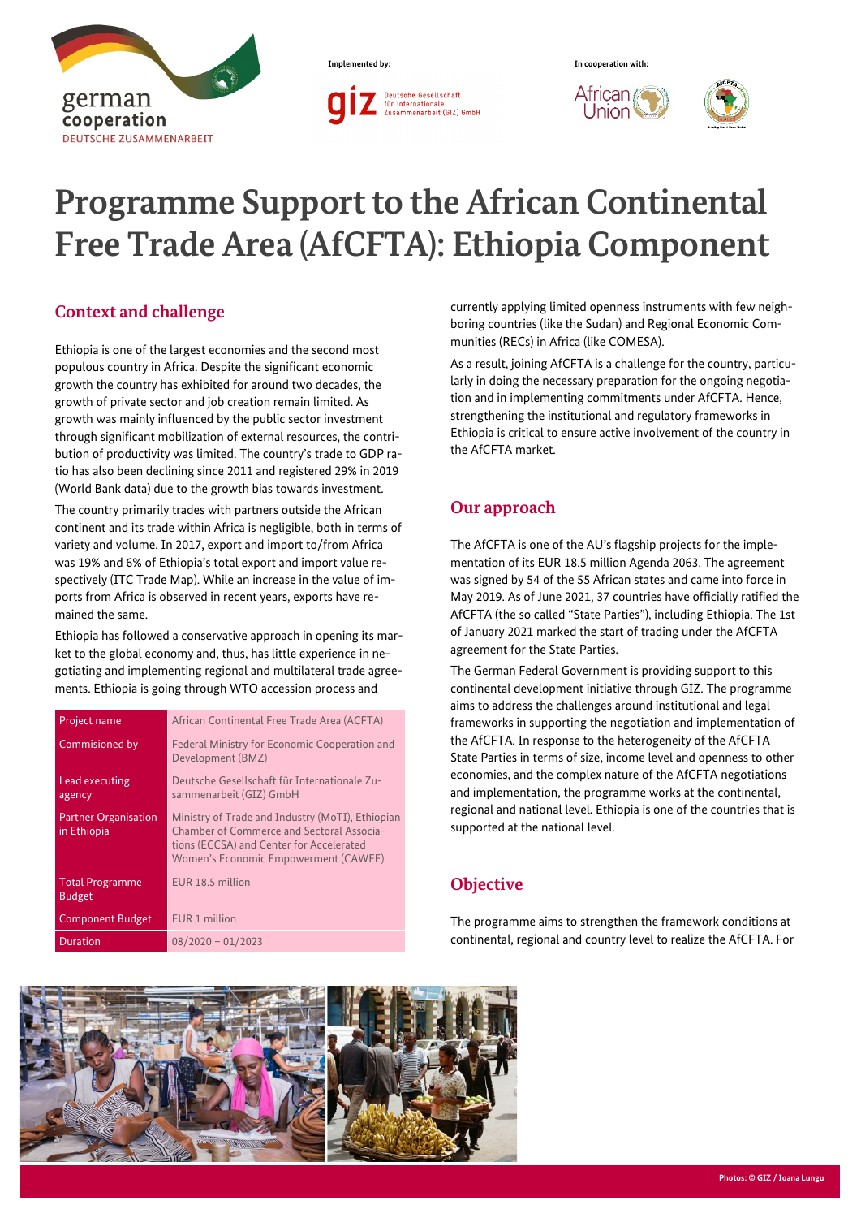Implemented by:

In cooperation with:

# Programme Support to the African Continental Free Trade Area (AfCFTA): Ethiopia Component

## Context and challenge

Ethiopia is one of the largest economies and the second most populous country in Africa. Despite the significant economic growth the country has exhibited for around two decades, the growth of private sector and job creation remain limited. As growth was mainly influenced by the public sector investment through significant mobilization of external resources, the contribution of productivity was limited. The country's trade to GDP ratio has also been declining since 2011 and registered 29% in 2019 (World Bank data) due to the growth bias towards investment.

The country primarily trades with partners outside the African continent and its trade within Africa is negligible, both in terms of variety and volume. In 2017, export and import to/from Africa was 19% and 6% of Ethiopia's total export and import value respectively (ITC Trade Map). While an increase in the value of imports from Africa is observed in recent years, exports have remained the same.

Ethiopia has followed a conservative approach in opening its market to the global economy and, thus, has little experience in negotiating and implementing regional and multilateral trade agreements. Ethiopia is going through WTO accession process and currently applying limited openness instruments with few neighboring countries (like the Sudan) and Regional Economic Communities (RECs) in Africa (like COMESA).

As a result, joining AfCFTA is a challenge for the country, particularly in doing the necessary preparation for the ongoing negotiation and in implementing commitments under AfCFTA. Hence, strengthening the institutional and regulatory frameworks in Ethiopia is critical to ensure active involvement of the country in the AfCFTA market.

| | |
|---|---|
| Project name | African Continental Free Trade Area (ACFTA) |
| Commisioned by | Federal Ministry for Economic Cooperation and Development (BMZ) |
| Lead executing agency | Deutsche Gesellschaft für Internationale Zusammenarbeit (GIZ) GmbH |
| Partner Organisation in Ethiopia | Ministry of Trade and Industry (MoTI), Ethiopian Chamber of Commerce and Sectoral Associations (ECCSA) and Center for Accelerated Women's Economic Empowerment (CAWEE) |
| Total Programme Budget | EUR 18.5 million |
| Component Budget | EUR 1 million |
| Duration | 08/2020 – 01/2023 |

## Our approach

The AfCFTA is one of the AU's flagship projects for the implementation of its EUR 18.5 million Agenda 2063. The agreement was signed by 54 of the 55 African states and came into force in May 2019. As of June 2021, 37 countries have officially ratified the AfCFTA (the so called "State Parties"), including Ethiopia. The 1st of January 2021 marked the start of trading under the AfCFTA agreement for the State Parties.

The German Federal Government is providing support to this continental development initiative through GIZ. The programme aims to address the challenges around institutional and legal frameworks in supporting the negotiation and implementation of the AfCFTA. In response to the heterogeneity of the AfCFTA State Parties in terms of size, income level and openness to other economies, and the complex nature of the AfCFTA negotiations and implementation, the programme works at the continental, regional and national level. Ethiopia is one of the countries that is supported at the national level.

## Objective

The programme aims to strengthen the framework conditions at continental, regional and country level to realize the AfCFTA. For

Photos: © GIZ / Ioana Lungu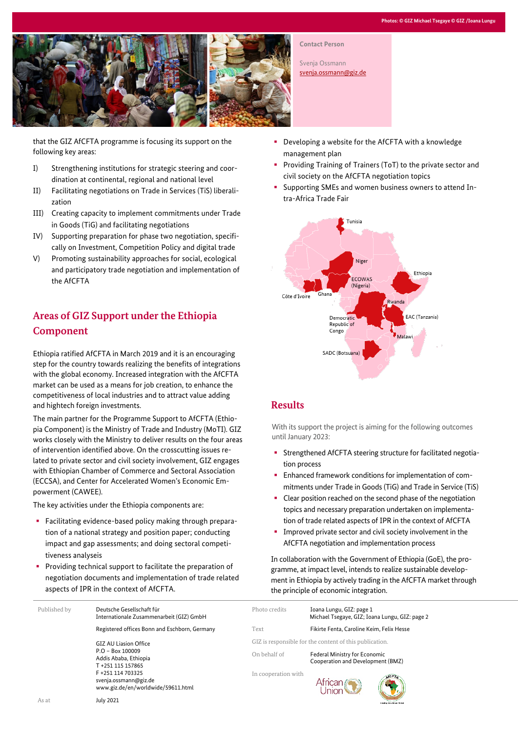Photos: © GIZ Michael Tsegaye © GIZ /Ioana Lungu

**Contact Person**

Svenja Ossmann
svenja.ossmann@giz.de

that the GIZ AfCFTA programme is focusing its support on the following key areas:

I) Strengthening institutions for strategic steering and coordination at continental, regional and national level
II) Facilitating negotiations on Trade in Services (TiS) liberalization
III) Creating capacity to implement commitments under Trade in Goods (TiG) and facilitating negotiations
IV) Supporting preparation for phase two negotiation, specifically on Investment, Competition Policy and digital trade
V) Promoting sustainability approaches for social, ecological and participatory trade negotiation and implementation of the AfCFTA

## Areas of GIZ Support under the Ethiopia Component

Ethiopia ratified AfCFTA in March 2019 and it is an encouraging step for the country towards realizing the benefits of integrations with the global economy. Increased integration with the AfCFTA market can be used as a means for job creation, to enhance the competitiveness of local industries and to attract value adding and hightech foreign investments.

The main partner for the Programme Support to AfCFTA (Ethiopia Component) is the Ministry of Trade and Industry (MoTI). GIZ works closely with the Ministry to deliver results on the four areas of intervention identified above. On the crosscutting issues related to private sector and civil society involvement, GIZ engages with Ethiopian Chamber of Commerce and Sectoral Association (ECCSA), and Center for Accelerated Women's Economic Empowerment (CAWEE).

The key activities under the Ethiopia components are:

- Facilitating evidence-based policy making through preparation of a national strategy and position paper; conducting impact and gap assessments; and doing sectoral competitiveness analyseis
- Providing technical support to facilitate the preparation of negotiation documents and implementation of trade related aspects of IPR in the context of AfCFTA.
- Developing a website for the AfCFTA with a knowledge management plan
- Providing Training of Trainers (ToT) to the private sector and civil society on the AfCFTA negotiation topics
- Supporting SMEs and women business owners to attend Intra-Africa Trade Fair

Tunisia
Niger
Ethiopia
ECOWAS (Nigeria)
Côte d'Ivoire
Ghana
Rwanda
Democratic Republic of Congo
EAC (Tanzania)
Malawi
SADC (Botsuana)

## Results

With its support the project is aiming for the following outcomes until January 2023:

- Strengthened AfCFTA steering structure for facilitated negotiation process
- Enhanced framework conditions for implementation of commitments under Trade in Goods (TiG) and Trade in Service (TiS)
- Clear position reached on the second phase of the negotiation topics and necessary preparation undertaken on implementation of trade related aspects of IPR in the context of AfCFTA
- Improved private sector and civil society involvement in the AfCFTA negotiation and implementation process

In collaboration with the Government of Ethiopia (GoE), the programme, at impact level, intends to realize sustainable development in Ethiopia by actively trading in the AfCFTA market through the principle of economic integration.

| | |
|---|---|
| Published by | Deutsche Gesellschaft für Internationale Zusammenarbeit (GIZ) GmbH<br><br>Registered offices Bonn and Eschborn, Germany<br><br>GIZ AU Liasion Office<br>P.O – Box 100009<br>Addis Ababa, Ethiopia<br>T +251 115 157865<br>F +251 114 703325<br>svenja.ossmann@giz.de<br>www.giz.de/en/worldwide/59611.html |
| As at | July 2021 |
| Photo credits | Ioana Lungu, GIZ: page 1<br>Michael Tsegaye, GIZ; Ioana Lungu, GIZ: page 2 |
| Text | Fikirte Fenta, Caroline Keim, Felix Hesse |
| | GIZ is responsible for the content of this publication. |
| On behalf of | Federal Ministry for Economic Cooperation and Development (BMZ) |
| In cooperation with | African Union |